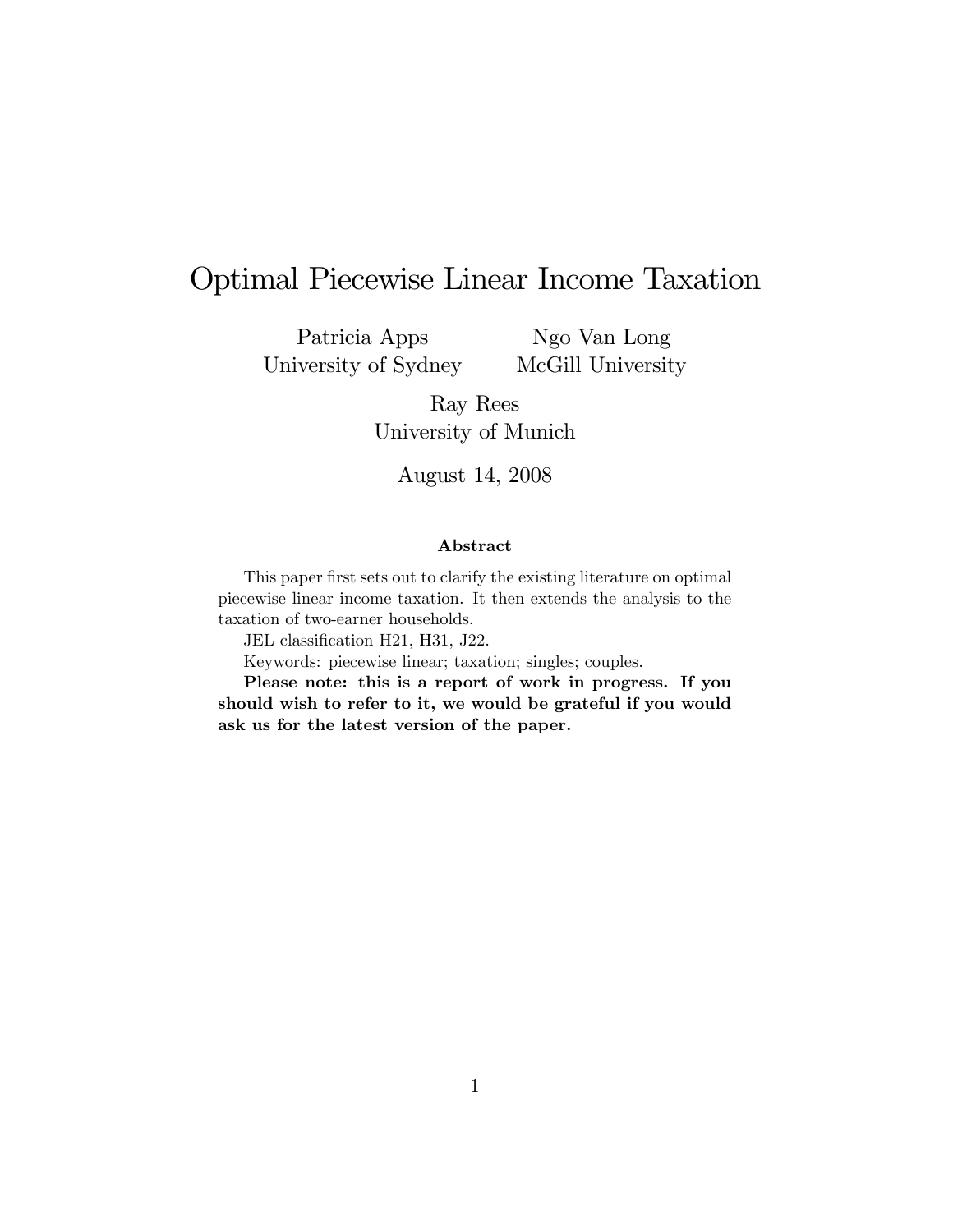# Optimal Piecewise Linear Income Taxation

Patricia Apps
University of Sydney

Ngo Van Long
McGill University

Ray Rees
University of Munich

August 14, 2008

### Abstract

This paper first sets out to clarify the existing literature on optimal piecewise linear income taxation. It then extends the analysis to the taxation of two-earner households.

JEL classification H21, H31, J22.

Keywords: piecewise linear; taxation; singles; couples.

**Please note: this is a report of work in progress. If you should wish to refer to it, we would be grateful if you would ask us for the latest version of the paper.**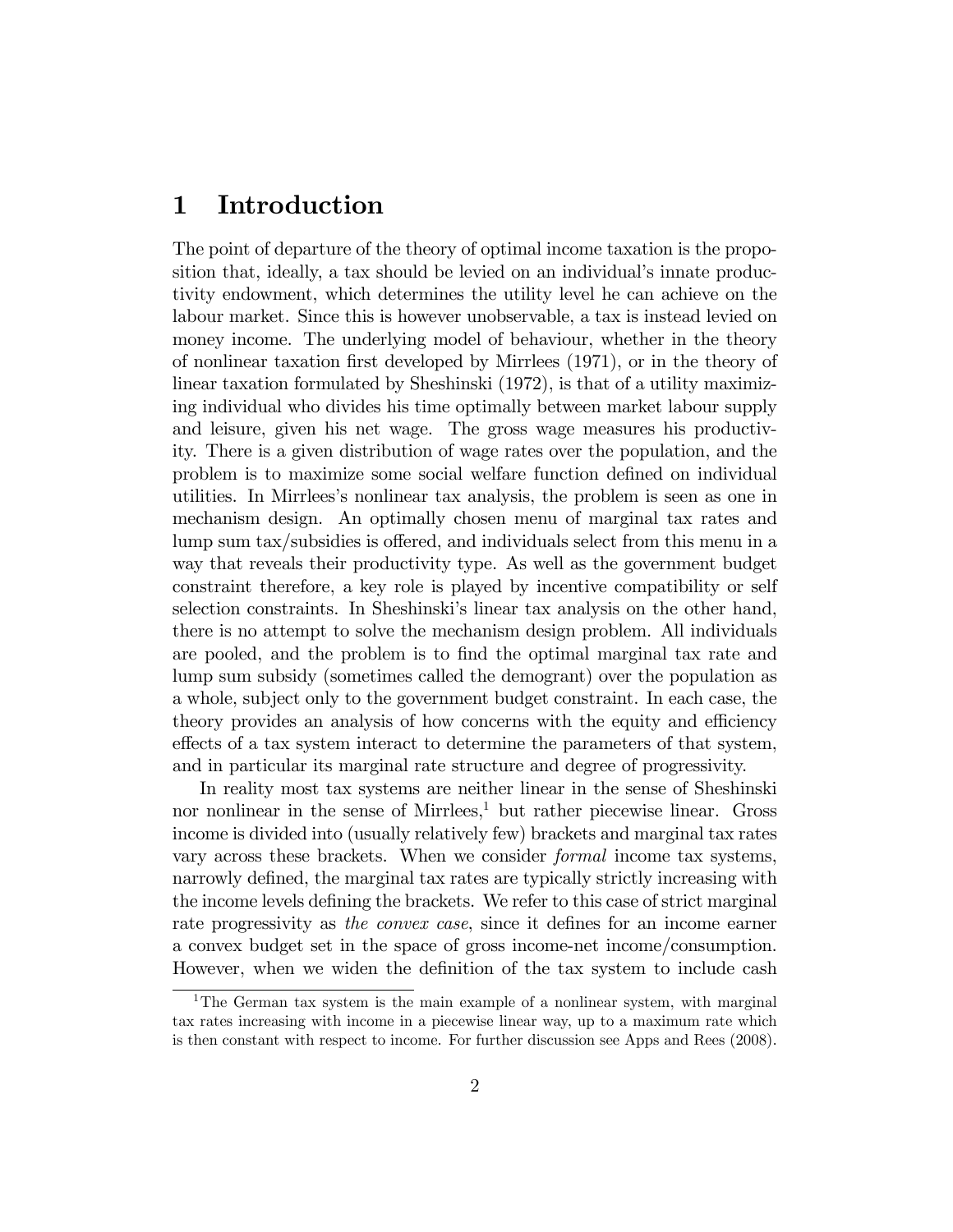# 1 Introduction

The point of departure of the theory of optimal income taxation is the proposition that, ideally, a tax should be levied on an individual's innate productivity endowment, which determines the utility level he can achieve on the labour market. Since this is however unobservable, a tax is instead levied on money income. The underlying model of behaviour, whether in the theory of nonlinear taxation first developed by Mirrlees (1971), or in the theory of linear taxation formulated by Sheshinski (1972), is that of a utility maximizing individual who divides his time optimally between market labour supply and leisure, given his net wage. The gross wage measures his productivity. There is a given distribution of wage rates over the population, and the problem is to maximize some social welfare function defined on individual utilities. In Mirrlees's nonlinear tax analysis, the problem is seen as one in mechanism design. An optimally chosen menu of marginal tax rates and lump sum tax/subsidies is offered, and individuals select from this menu in a way that reveals their productivity type. As well as the government budget constraint therefore, a key role is played by incentive compatibility or self selection constraints. In Sheshinski's linear tax analysis on the other hand, there is no attempt to solve the mechanism design problem. All individuals are pooled, and the problem is to find the optimal marginal tax rate and lump sum subsidy (sometimes called the demogrant) over the population as a whole, subject only to the government budget constraint. In each case, the theory provides an analysis of how concerns with the equity and efficiency effects of a tax system interact to determine the parameters of that system, and in particular its marginal rate structure and degree of progressivity.

In reality most tax systems are neither linear in the sense of Sheshinski nor nonlinear in the sense of Mirrlees,[1] but rather piecewise linear. Gross income is divided into (usually relatively few) brackets and marginal tax rates vary across these brackets. When we consider *formal* income tax systems, narrowly defined, the marginal tax rates are typically strictly increasing with the income levels defining the brackets. We refer to this case of strict marginal rate progressivity as *the convex case*, since it defines for an income earner a convex budget set in the space of gross income-net income/consumption. However, when we widen the definition of the tax system to include cash

[1] The German tax system is the main example of a nonlinear system, with marginal tax rates increasing with income in a piecewise linear way, up to a maximum rate which is then constant with respect to income. For further discussion see Apps and Rees (2008).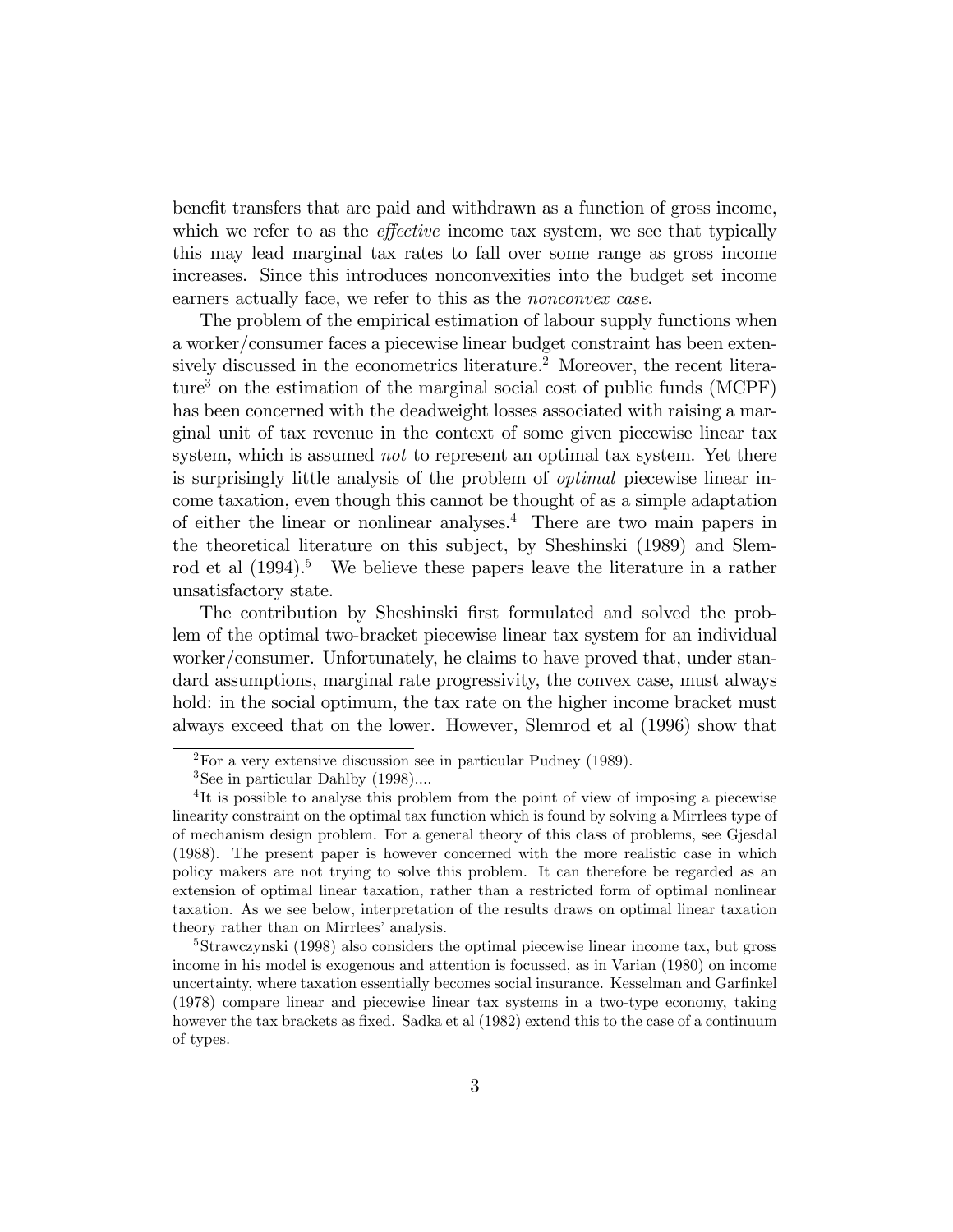benefit transfers that are paid and withdrawn as a function of gross income, which we refer to as the *effective* income tax system, we see that typically this may lead marginal tax rates to fall over some range as gross income increases. Since this introduces nonconvexities into the budget set income earners actually face, we refer to this as the *nonconvex case*.

The problem of the empirical estimation of labour supply functions when a worker/consumer faces a piecewise linear budget constraint has been extensively discussed in the econometrics literature.[2] Moreover, the recent literature[3] on the estimation of the marginal social cost of public funds (MCPF) has been concerned with the deadweight losses associated with raising a marginal unit of tax revenue in the context of some given piecewise linear tax system, which is assumed *not* to represent an optimal tax system. Yet there is surprisingly little analysis of the problem of *optimal* piecewise linear income taxation, even though this cannot be thought of as a simple adaptation of either the linear or nonlinear analyses.[4] There are two main papers in the theoretical literature on this subject, by Sheshinski (1989) and Slemrod et al (1994).[5] We believe these papers leave the literature in a rather unsatisfactory state.

The contribution by Sheshinski first formulated and solved the problem of the optimal two-bracket piecewise linear tax system for an individual worker/consumer. Unfortunately, he claims to have proved that, under standard assumptions, marginal rate progressivity, the convex case, must always hold: in the social optimum, the tax rate on the higher income bracket must always exceed that on the lower. However, Slemrod et al (1996) show that

---

[2] For a very extensive discussion see in particular Pudney (1989).

[3] See in particular Dahlby (1998)....

[4] It is possible to analyse this problem from the point of view of imposing a piecewise linearity constraint on the optimal tax function which is found by solving a Mirrlees type of of mechanism design problem. For a general theory of this class of problems, see Gjesdal (1988). The present paper is however concerned with the more realistic case in which policy makers are not trying to solve this problem. It can therefore be regarded as an extension of optimal linear taxation, rather than a restricted form of optimal nonlinear taxation. As we see below, interpretation of the results draws on optimal linear taxation theory rather than on Mirrlees' analysis.

[5] Strawczynski (1998) also considers the optimal piecewise linear income tax, but gross income in his model is exogenous and attention is focussed, as in Varian (1980) on income uncertainty, where taxation essentially becomes social insurance. Kesselman and Garfinkel (1978) compare linear and piecewise linear tax systems in a two-type economy, taking however the tax brackets as fixed. Sadka et al (1982) extend this to the case of a continuum of types.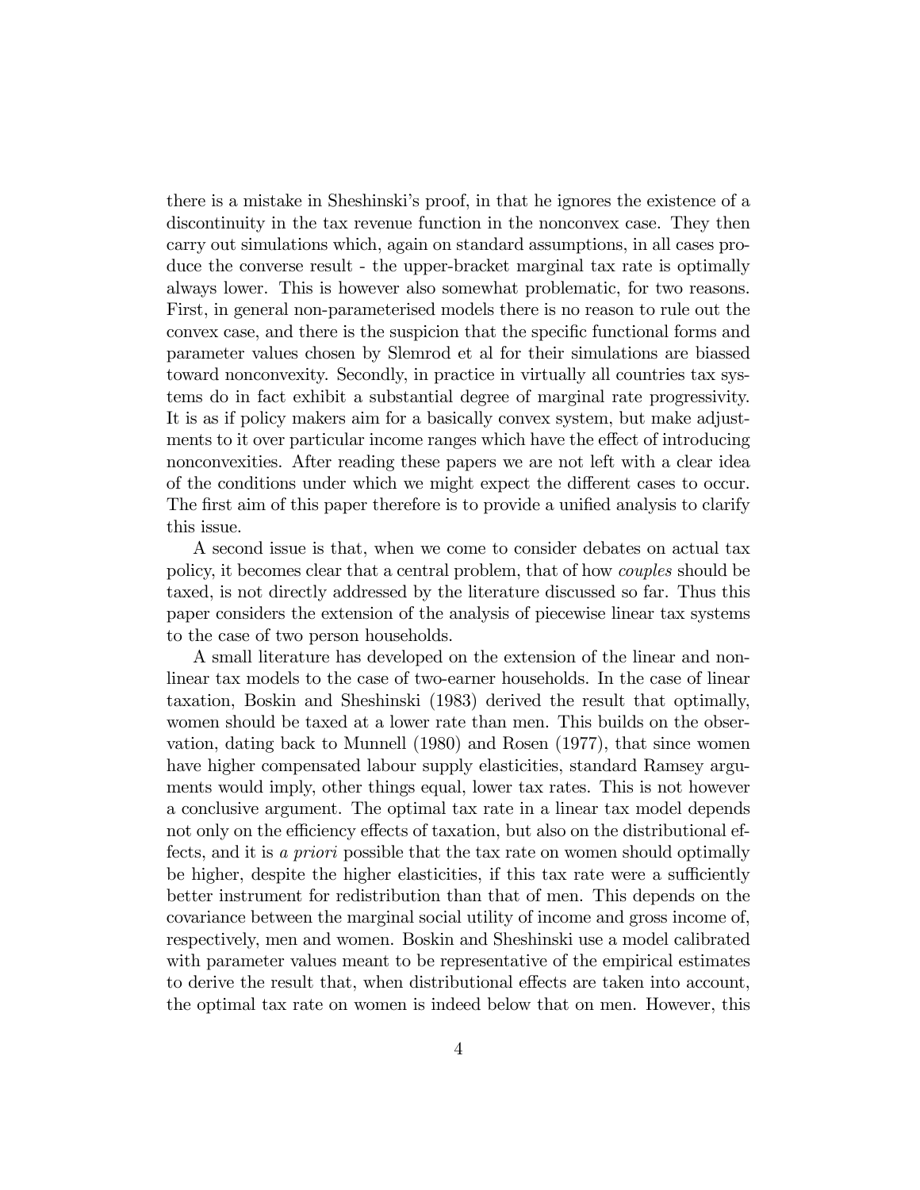there is a mistake in Sheshinski's proof, in that he ignores the existence of a discontinuity in the tax revenue function in the nonconvex case. They then carry out simulations which, again on standard assumptions, in all cases produce the converse result - the upper-bracket marginal tax rate is optimally always lower. This is however also somewhat problematic, for two reasons. First, in general non-parameterised models there is no reason to rule out the convex case, and there is the suspicion that the specific functional forms and parameter values chosen by Slemrod et al for their simulations are biassed toward nonconvexity. Secondly, in practice in virtually all countries tax systems do in fact exhibit a substantial degree of marginal rate progressivity. It is as if policy makers aim for a basically convex system, but make adjustments to it over particular income ranges which have the effect of introducing nonconvexities. After reading these papers we are not left with a clear idea of the conditions under which we might expect the different cases to occur. The first aim of this paper therefore is to provide a unified analysis to clarify this issue.

A second issue is that, when we come to consider debates on actual tax policy, it becomes clear that a central problem, that of how *couples* should be taxed, is not directly addressed by the literature discussed so far. Thus this paper considers the extension of the analysis of piecewise linear tax systems to the case of two person households.

A small literature has developed on the extension of the linear and nonlinear tax models to the case of two-earner households. In the case of linear taxation, Boskin and Sheshinski (1983) derived the result that optimally, women should be taxed at a lower rate than men. This builds on the observation, dating back to Munnell (1980) and Rosen (1977), that since women have higher compensated labour supply elasticities, standard Ramsey arguments would imply, other things equal, lower tax rates. This is not however a conclusive argument. The optimal tax rate in a linear tax model depends not only on the efficiency effects of taxation, but also on the distributional effects, and it is *a priori* possible that the tax rate on women should optimally be higher, despite the higher elasticities, if this tax rate were a sufficiently better instrument for redistribution than that of men. This depends on the covariance between the marginal social utility of income and gross income of, respectively, men and women. Boskin and Sheshinski use a model calibrated with parameter values meant to be representative of the empirical estimates to derive the result that, when distributional effects are taken into account, the optimal tax rate on women is indeed below that on men. However, this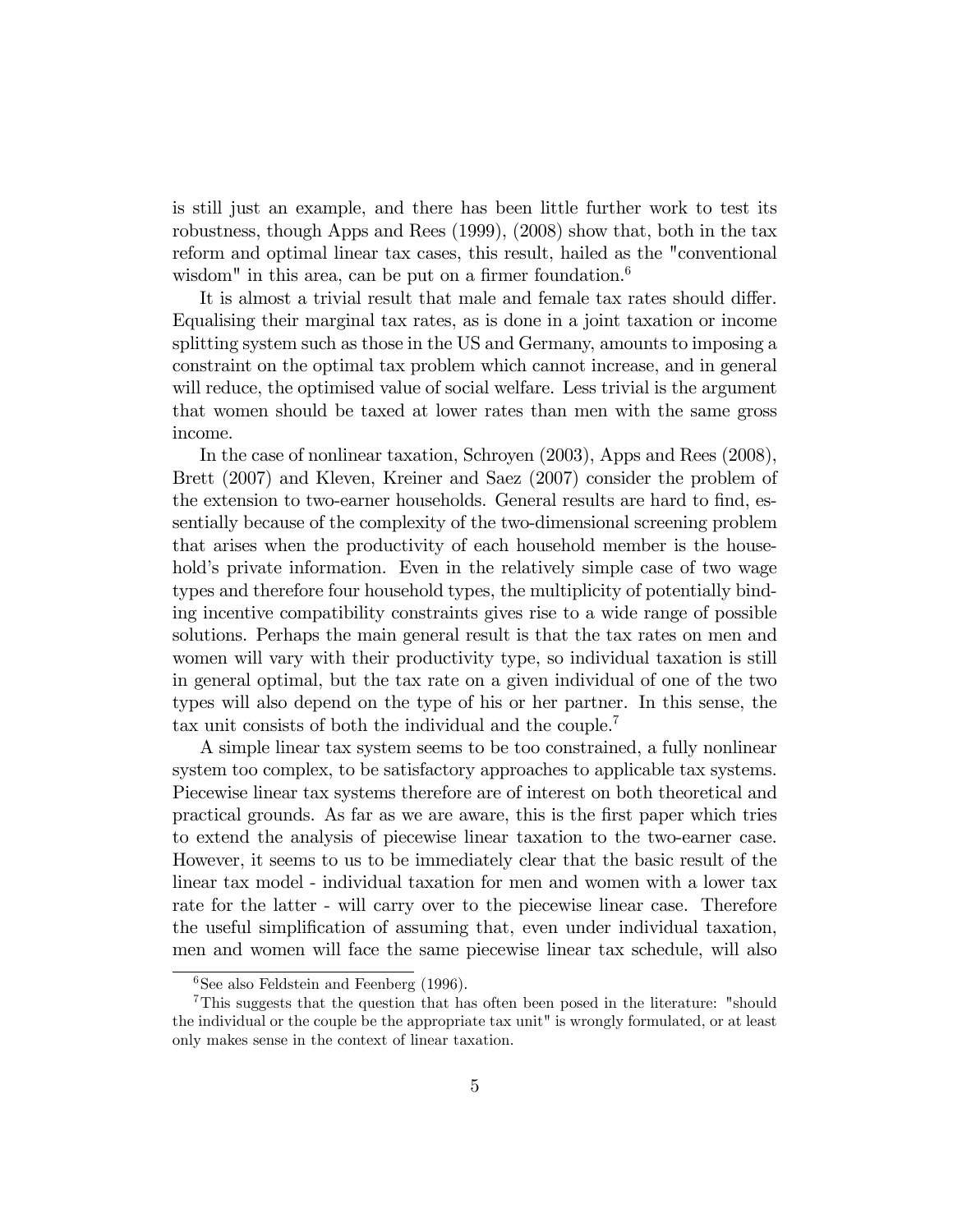is still just an example, and there has been little further work to test its robustness, though Apps and Rees (1999), (2008) show that, both in the tax reform and optimal linear tax cases, this result, hailed as the "conventional wisdom" in this area, can be put on a firmer foundation.[6]

It is almost a trivial result that male and female tax rates should differ. Equalising their marginal tax rates, as is done in a joint taxation or income splitting system such as those in the US and Germany, amounts to imposing a constraint on the optimal tax problem which cannot increase, and in general will reduce, the optimised value of social welfare. Less trivial is the argument that women should be taxed at lower rates than men with the same gross income.

In the case of nonlinear taxation, Schroyen (2003), Apps and Rees (2008), Brett (2007) and Kleven, Kreiner and Saez (2007) consider the problem of the extension to two-earner households. General results are hard to find, essentially because of the complexity of the two-dimensional screening problem that arises when the productivity of each household member is the household's private information. Even in the relatively simple case of two wage types and therefore four household types, the multiplicity of potentially binding incentive compatibility constraints gives rise to a wide range of possible solutions. Perhaps the main general result is that the tax rates on men and women will vary with their productivity type, so individual taxation is still in general optimal, but the tax rate on a given individual of one of the two types will also depend on the type of his or her partner. In this sense, the tax unit consists of both the individual and the couple.[7]

A simple linear tax system seems to be too constrained, a fully nonlinear system too complex, to be satisfactory approaches to applicable tax systems. Piecewise linear tax systems therefore are of interest on both theoretical and practical grounds. As far as we are aware, this is the first paper which tries to extend the analysis of piecewise linear taxation to the two-earner case. However, it seems to us to be immediately clear that the basic result of the linear tax model - individual taxation for men and women with a lower tax rate for the latter - will carry over to the piecewise linear case. Therefore the useful simplification of assuming that, even under individual taxation, men and women will face the same piecewise linear tax schedule, will also

[6] See also Feldstein and Feenberg (1996).

[7] This suggests that the question that has often been posed in the literature: "should the individual or the couple be the appropriate tax unit" is wrongly formulated, or at least only makes sense in the context of linear taxation.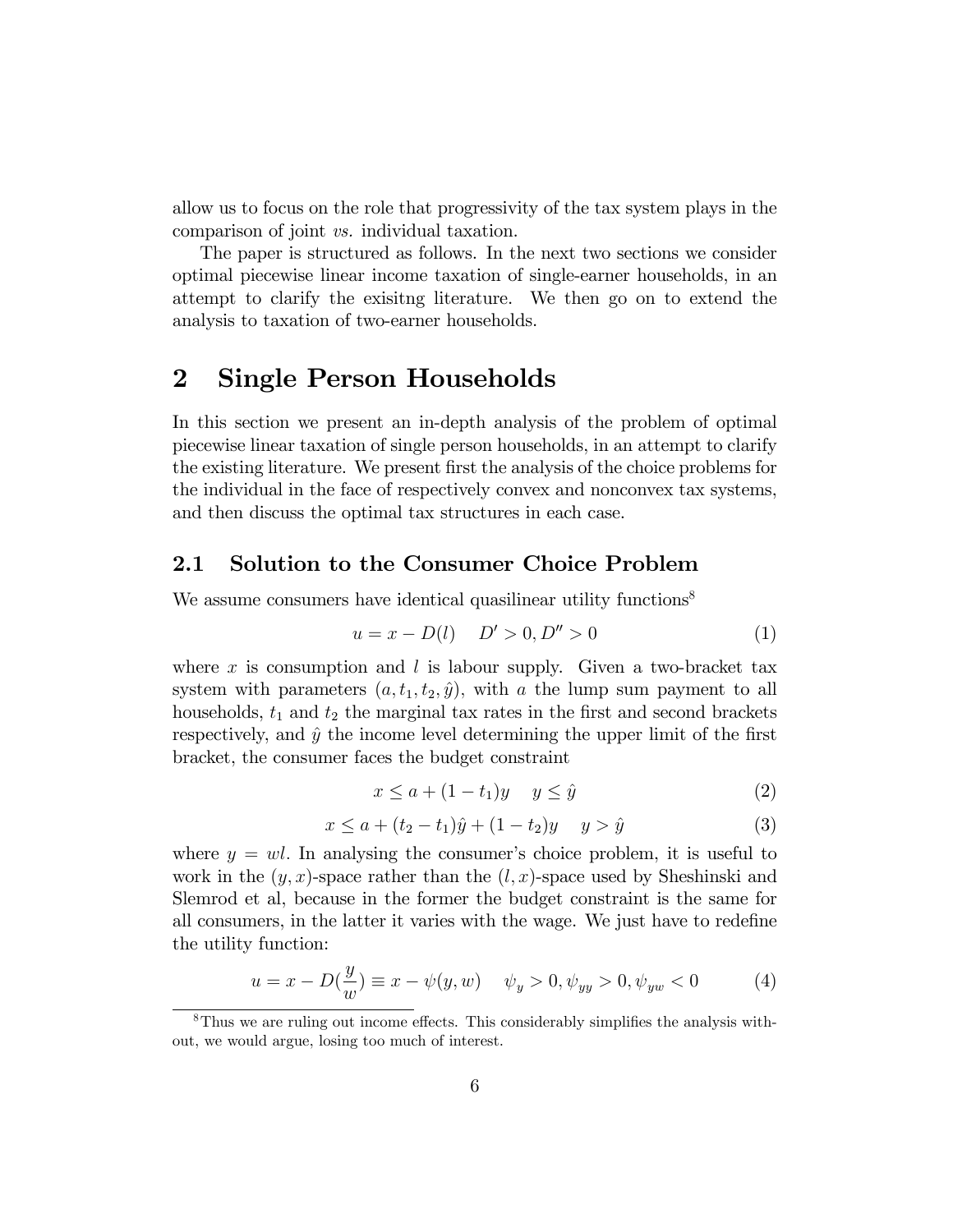allow us to focus on the role that progressivity of the tax system plays in the comparison of joint *vs.* individual taxation.

The paper is structured as follows. In the next two sections we consider optimal piecewise linear income taxation of single-earner households, in an attempt to clarify the exisitng literature. We then go on to extend the analysis to taxation of two-earner households.

# 2 Single Person Households

In this section we present an in-depth analysis of the problem of optimal piecewise linear taxation of single person households, in an attempt to clarify the existing literature. We present first the analysis of the choice problems for the individual in the face of respectively convex and nonconvex tax systems, and then discuss the optimal tax structures in each case.

## 2.1 Solution to the Consumer Choice Problem

We assume consumers have identical quasilinear utility functions[8]

$$u = x - D(l) \quad D' > 0, D'' > 0 \tag{1}$$

where $x$ is consumption and $l$ is labour supply. Given a two-bracket tax system with parameters $(a, t_1, t_2, \hat{y})$, with $a$ the lump sum payment to all households, $t_1$ and $t_2$ the marginal tax rates in the first and second brackets respectively, and $\hat{y}$ the income level determining the upper limit of the first bracket, the consumer faces the budget constraint

$$x \leq a + (1 - t_1)y \quad y \leq \hat{y} \tag{2}$$

$$x \leq a + (t_2 - t_1)\hat{y} + (1 - t_2)y \quad y > \hat{y} \tag{3}$$

where $y = wl$. In analysing the consumer's choice problem, it is useful to work in the $(y, x)$-space rather than the $(l, x)$-space used by Sheshinski and Slemrod et al, because in the former the budget constraint is the same for all consumers, in the latter it varies with the wage. We just have to redefine the utility function:

$$u = x - D(\frac{y}{w}) \equiv x - \psi(y, w) \quad \psi_y > 0, \psi_{yy} > 0, \psi_{yw} < 0 \tag{4}$$

[8] Thus we are ruling out income effects. This considerably simplifies the analysis without, we would argue, losing too much of interest.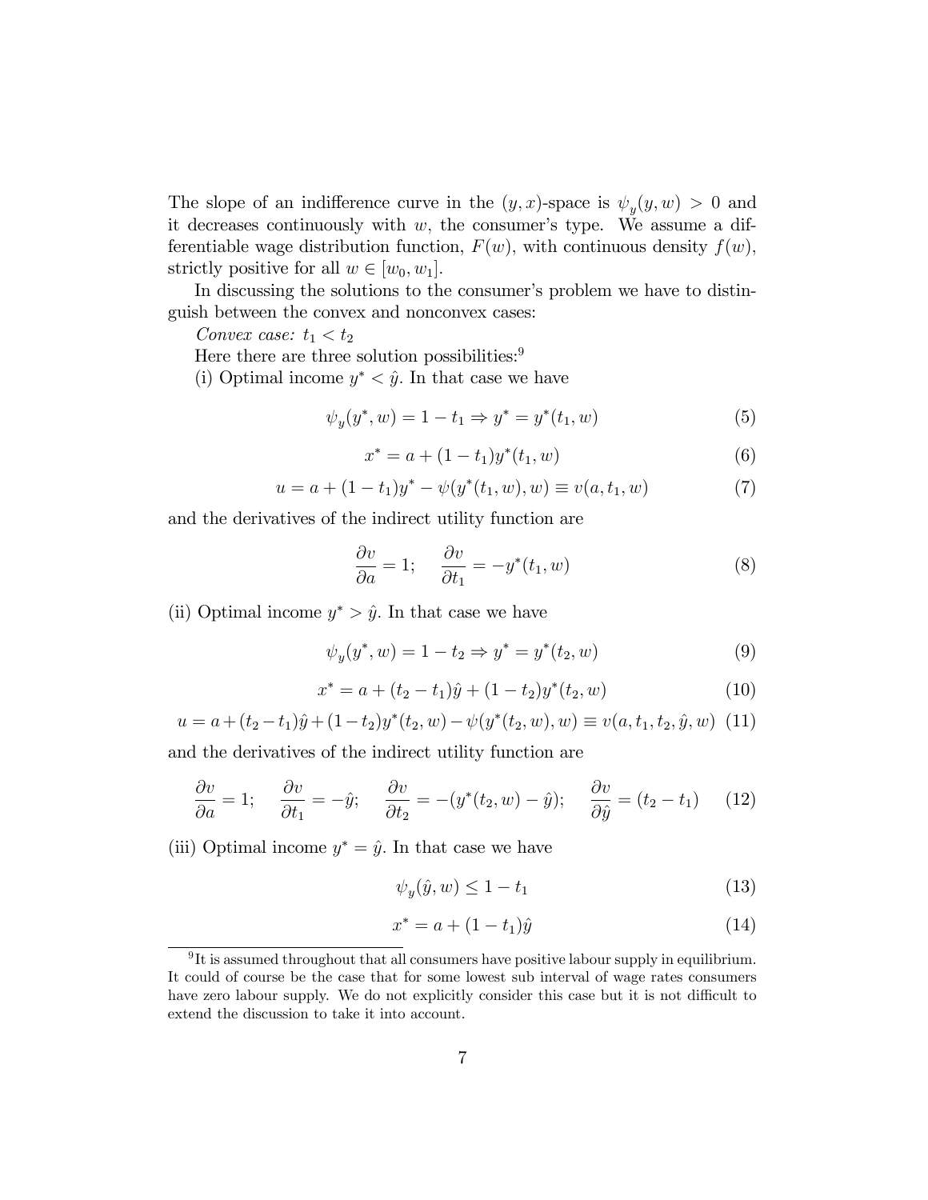The slope of an indifference curve in the $(y, x)$-space is $\psi_y(y, w) > 0$ and it decreases continuously with $w$, the consumer's type. We assume a differentiable wage distribution function, $F(w)$, with continuous density $f(w)$, strictly positive for all $w \in [w_0, w_1]$.

In discussing the solutions to the consumer's problem we have to distinguish between the convex and nonconvex cases:

*Convex case:* $t_1 < t_2$

Here there are three solution possibilities:[9]

(i) Optimal income $y^* < \hat{y}$. In that case we have

$$\psi_y(y^*, w) = 1 - t_1 \Rightarrow y^* = y^*(t_1, w) \tag{5}$$

$$x^* = a + (1 - t_1)y^*(t_1, w) \tag{6}$$

$$u = a + (1 - t_1)y^* - \psi(y^*(t_1, w), w) \equiv v(a, t_1, w) \tag{7}$$

and the derivatives of the indirect utility function are

$$\frac{\partial v}{\partial a} = 1; \quad \frac{\partial v}{\partial t_1} = -y^*(t_1, w) \tag{8}$$

(ii) Optimal income $y^* > \hat{y}$. In that case we have

$$\psi_y(y^*, w) = 1 - t_2 \Rightarrow y^* = y^*(t_2, w) \tag{9}$$

$$x^* = a + (t_2 - t_1)\hat{y} + (1 - t_2)y^*(t_2, w) \tag{10}$$

$$u = a + (t_2 - t_1)\hat{y} + (1 - t_2)y^*(t_2, w) - \psi(y^*(t_2, w), w) \equiv v(a, t_1, t_2, \hat{y}, w) \tag{11}$$

and the derivatives of the indirect utility function are

$$\frac{\partial v}{\partial a} = 1; \quad \frac{\partial v}{\partial t_1} = -\hat{y}; \quad \frac{\partial v}{\partial t_2} = -(y^*(t_2, w) - \hat{y}); \quad \frac{\partial v}{\partial \hat{y}} = (t_2 - t_1) \tag{12}$$

(iii) Optimal income $y^* = \hat{y}$. In that case we have

$$\psi_y(\hat{y}, w) \leq 1 - t_1 \tag{13}$$

$$x^* = a + (1 - t_1)\hat{y} \tag{14}$$

[9] It is assumed throughout that all consumers have positive labour supply in equilibrium. It could of course be the case that for some lowest sub interval of wage rates consumers have zero labour supply. We do not explicitly consider this case but it is not difficult to extend the discussion to take it into account.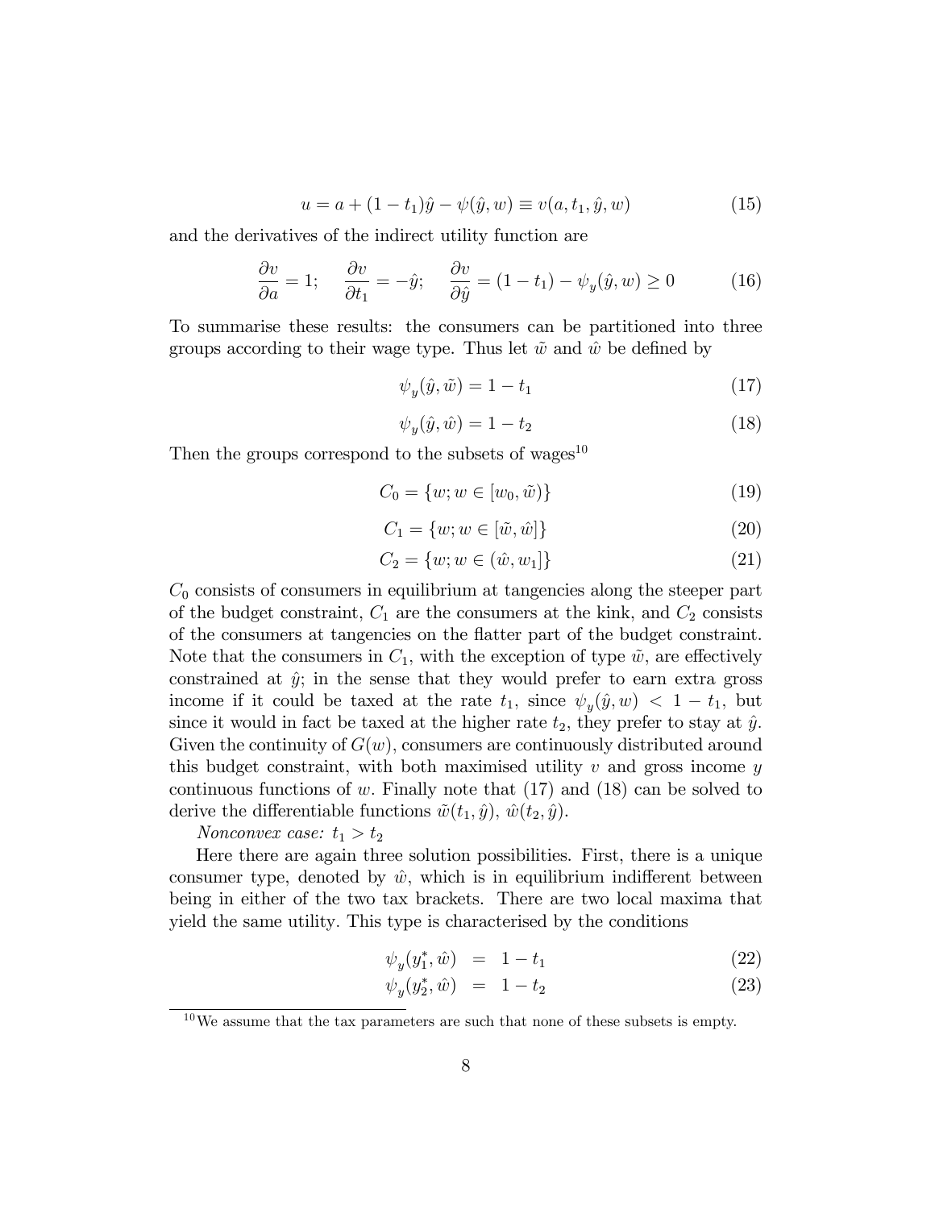$$u = a + (1 - t_1)\hat{y} - \psi(\hat{y}, w) \equiv v(a, t_1, \hat{y}, w) \tag{15}$$

and the derivatives of the indirect utility function are

$$\frac{\partial v}{\partial a} = 1; \quad \frac{\partial v}{\partial t_1} = -\hat{y}; \quad \frac{\partial v}{\partial \hat{y}} = (1 - t_1) - \psi_y(\hat{y}, w) \geq 0 \tag{16}$$

To summarise these results: the consumers can be partitioned into three groups according to their wage type. Thus let $\tilde{w}$ and $\hat{w}$ be defined by

$$\psi_y(\hat{y}, \tilde{w}) = 1 - t_1 \tag{17}$$

$$\psi_y(\hat{y}, \hat{w}) = 1 - t_2 \tag{18}$$

Then the groups correspond to the subsets of wages[10]

$$C_0 = \{w; w \in [w_0, \tilde{w})\} \tag{19}$$

$$C_1 = \{w; w \in [\tilde{w}, \hat{w}]\} \tag{20}$$

$$C_2 = \{w; w \in (\hat{w}, w_1]\} \tag{21}$$

$C_0$ consists of consumers in equilibrium at tangencies along the steeper part of the budget constraint, $C_1$ are the consumers at the kink, and $C_2$ consists of the consumers at tangencies on the flatter part of the budget constraint. Note that the consumers in $C_1$, with the exception of type $\tilde{w}$, are effectively constrained at $\hat{y}$; in the sense that they would prefer to earn extra gross income if it could be taxed at the rate $t_1$, since $\psi_y(\hat{y}, w) < 1 - t_1$, but since it would in fact be taxed at the higher rate $t_2$, they prefer to stay at $\hat{y}$. Given the continuity of $G(w)$, consumers are continuously distributed around this budget constraint, with both maximised utility $v$ and gross income $y$ continuous functions of $w$. Finally note that (17) and (18) can be solved to derive the differentiable functions $\tilde{w}(t_1, \hat{y})$, $\hat{w}(t_2, \hat{y})$.

*Nonconvex case: $t_1 > t_2$*

Here there are again three solution possibilities. First, there is a unique consumer type, denoted by $\hat{w}$, which is in equilibrium indifferent between being in either of the two tax brackets. There are two local maxima that yield the same utility. This type is characterised by the conditions

$$\psi_y(y_1^*, \hat{w}) = 1 - t_1 \tag{22}$$

$$\psi_y(y_2^*, \hat{w}) = 1 - t_2 \tag{23}$$

[10] We assume that the tax parameters are such that none of these subsets is empty.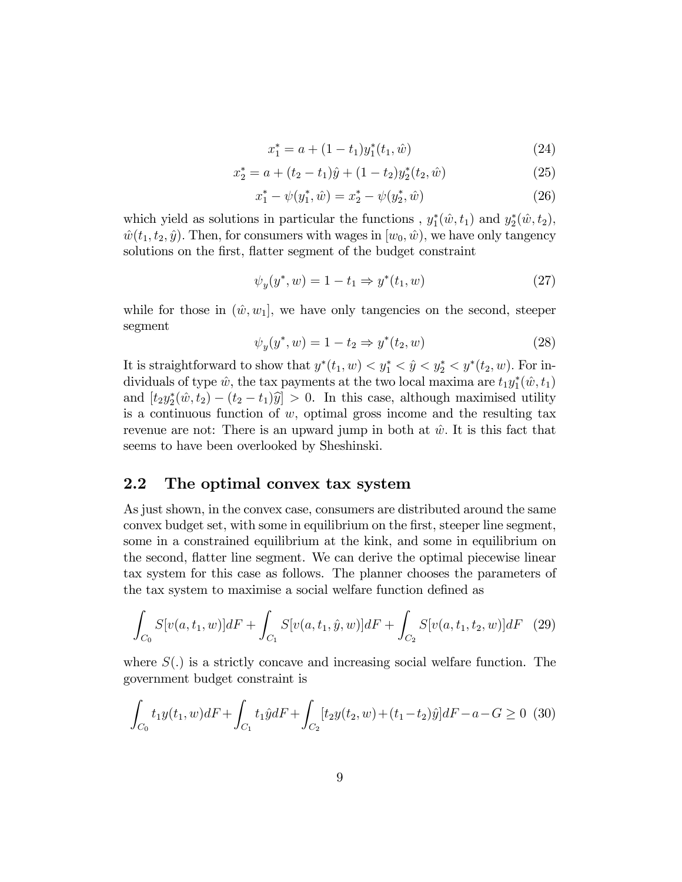$$x_1^* = a + (1 - t_1)y_1^*(t_1, \hat{w}) \tag{24}$$

$$x_2^* = a + (t_2 - t_1)\hat{y} + (1 - t_2)y_2^*(t_2, \hat{w}) \tag{25}$$

$$x_1^* - \psi(y_1^*, \hat{w}) = x_2^* - \psi(y_2^*, \hat{w}) \tag{26}$$

which yield as solutions in particular the functions , $y_1^*(\hat{w}, t_1)$ and $y_2^*(\hat{w}, t_2)$, $\hat{w}(t_1, t_2, \hat{y})$. Then, for consumers with wages in $[w_0, \hat{w})$, we have only tangency solutions on the first, flatter segment of the budget constraint

$$\psi_y(y^*, w) = 1 - t_1 \Rightarrow y^*(t_1, w) \tag{27}$$

while for those in $(\hat{w}, w_1]$, we have only tangencies on the second, steeper segment

$$\psi_y(y^*, w) = 1 - t_2 \Rightarrow y^*(t_2, w) \tag{28}$$

It is straightforward to show that $y^*(t_1, w) < y_1^* < \hat{y} < y_2^* < y^*(t_2, w)$. For individuals of type $\hat{w}$, the tax payments at the two local maxima are $t_1 y_1^*(\hat{w}, t_1)$ and $[t_2 y_2^*(\hat{w}, t_2) - (t_2 - t_1)\widehat{y}] > 0$. In this case, although maximised utility is a continuous function of $w$, optimal gross income and the resulting tax revenue are not: There is an upward jump in both at $\hat{w}$. It is this fact that seems to have been overlooked by Sheshinski.

## 2.2 The optimal convex tax system

As just shown, in the convex case, consumers are distributed around the same convex budget set, with some in equilibrium on the first, steeper line segment, some in a constrained equilibrium at the kink, and some in equilibrium on the second, flatter line segment. We can derive the optimal piecewise linear tax system for this case as follows. The planner chooses the parameters of the tax system to maximise a social welfare function defined as

$$\int_{C_0} S[v(a, t_1, w)]dF + \int_{C_1} S[v(a, t_1, \hat{y}, w)]dF + \int_{C_2} S[v(a, t_1, t_2, w)]dF \tag{29}$$

where $S(.)$ is a strictly concave and increasing social welfare function. The government budget constraint is

$$\int_{C_0} t_1 y(t_1, w)dF + \int_{C_1} t_1 \hat{y} dF + \int_{C_2} [t_2 y(t_2, w) + (t_1 - t_2)\hat{y}]dF - a - G \geq 0 \tag{30}$$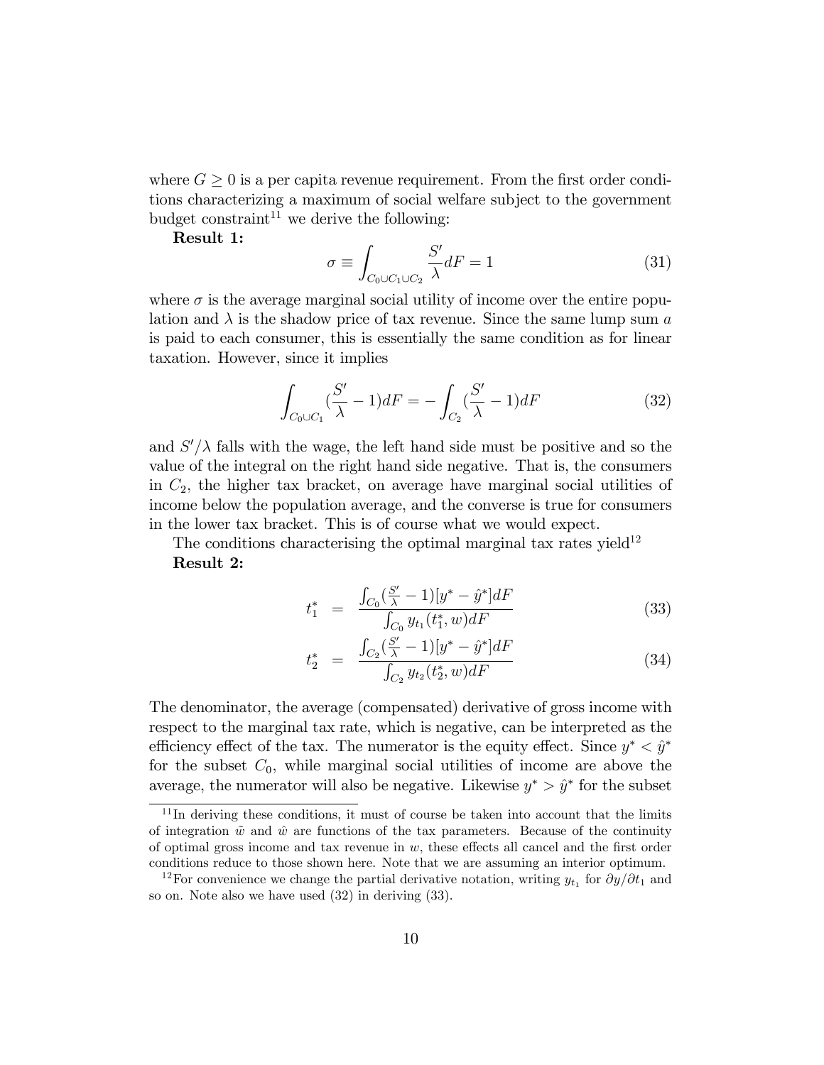where $G \geq 0$ is a per capita revenue requirement. From the first order conditions characterizing a maximum of social welfare subject to the government budget constraint[11] we derive the following:

**Result 1:**

$$\sigma \equiv \int_{C_0 \cup C_1 \cup C_2} \frac{S'}{\lambda} dF = 1 \tag{31}$$

where $\sigma$ is the average marginal social utility of income over the entire population and $\lambda$ is the shadow price of tax revenue. Since the same lump sum $a$ is paid to each consumer, this is essentially the same condition as for linear taxation. However, since it implies

$$\int_{C_0 \cup C_1} (\frac{S'}{\lambda} - 1) dF = -\int_{C_2} (\frac{S'}{\lambda} - 1) dF \tag{32}$$

and $S'/\lambda$ falls with the wage, the left hand side must be positive and so the value of the integral on the right hand side negative. That is, the consumers in $C_2$, the higher tax bracket, on average have marginal social utilities of income below the population average, and the converse is true for consumers in the lower tax bracket. This is of course what we would expect.

The conditions characterising the optimal marginal tax rates yield[12]

**Result 2:**

$$t_1^* = \frac{\int_{C_0} (\frac{S'}{\lambda} - 1)[y^* - \hat{y}^*] dF}{\int_{C_0} y_{t_1}(t_1^*, w) dF} \tag{33}$$

$$t_2^* = \frac{\int_{C_2} (\frac{S'}{\lambda} - 1)[y^* - \hat{y}^*] dF}{\int_{C_2} y_{t_2}(t_2^*, w) dF} \tag{34}$$

The denominator, the average (compensated) derivative of gross income with respect to the marginal tax rate, which is negative, can be interpreted as the efficiency effect of the tax. The numerator is the equity effect. Since $y^* < \hat{y}^*$ for the subset $C_0$, while marginal social utilities of income are above the average, the numerator will also be negative. Likewise $y^* > \hat{y}^*$ for the subset

[11] In deriving these conditions, it must of course be taken into account that the limits of integration $\tilde{w}$ and $\hat{w}$ are functions of the tax parameters. Because of the continuity of optimal gross income and tax revenue in $w$, these effects all cancel and the first order conditions reduce to those shown here. Note that we are assuming an interior optimum.

[12] For convenience we change the partial derivative notation, writing $y_{t_1}$ for $\partial y / \partial t_1$ and so on. Note also we have used (32) in deriving (33).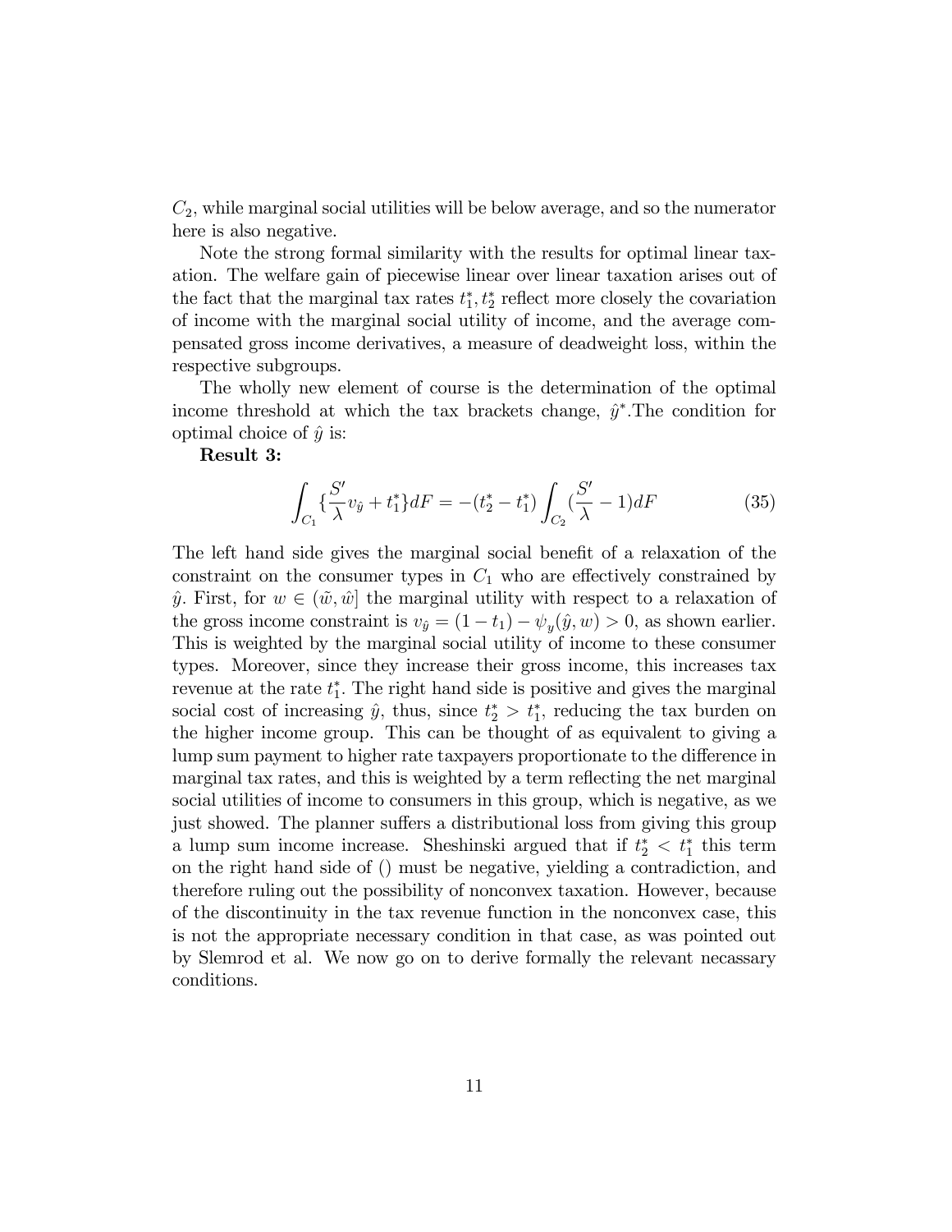$C_2$, while marginal social utilities will be below average, and so the numerator here is also negative.

Note the strong formal similarity with the results for optimal linear taxation. The welfare gain of piecewise linear over linear taxation arises out of the fact that the marginal tax rates $t_1^*, t_2^*$ reflect more closely the covariation of income with the marginal social utility of income, and the average compensated gross income derivatives, a measure of deadweight loss, within the respective subgroups.

The wholly new element of course is the determination of the optimal income threshold at which the tax brackets change, $\hat{y}^*$.The condition for optimal choice of $\hat{y}$ is:

**Result 3:**

$$\int_{C_1} \{\frac{S'}{\lambda} v_{\hat{y}} + t_1^*\} dF = -(t_2^* - t_1^*) \int_{C_2} (\frac{S'}{\lambda} - 1) dF \tag{35}$$

The left hand side gives the marginal social benefit of a relaxation of the constraint on the consumer types in $C_1$ who are effectively constrained by $\hat{y}$. First, for $w \in (\tilde{w}, \hat{w}]$ the marginal utility with respect to a relaxation of the gross income constraint is $v_{\hat{y}} = (1 - t_1) - \psi_y(\hat{y}, w) > 0$, as shown earlier. This is weighted by the marginal social utility of income to these consumer types. Moreover, since they increase their gross income, this increases tax revenue at the rate $t_1^*$. The right hand side is positive and gives the marginal social cost of increasing $\hat{y}$, thus, since $t_2^* > t_1^*$, reducing the tax burden on the higher income group. This can be thought of as equivalent to giving a lump sum payment to higher rate taxpayers proportionate to the difference in marginal tax rates, and this is weighted by a term reflecting the net marginal social utilities of income to consumers in this group, which is negative, as we just showed. The planner suffers a distributional loss from giving this group a lump sum income increase. Sheshinski argued that if $t_2^* < t_1^*$ this term on the right hand side of () must be negative, yielding a contradiction, and therefore ruling out the possibility of nonconvex taxation. However, because of the discontinuity in the tax revenue function in the nonconvex case, this is not the appropriate necessary condition in that case, as was pointed out by Slemrod et al. We now go on to derive formally the relevant necassary conditions.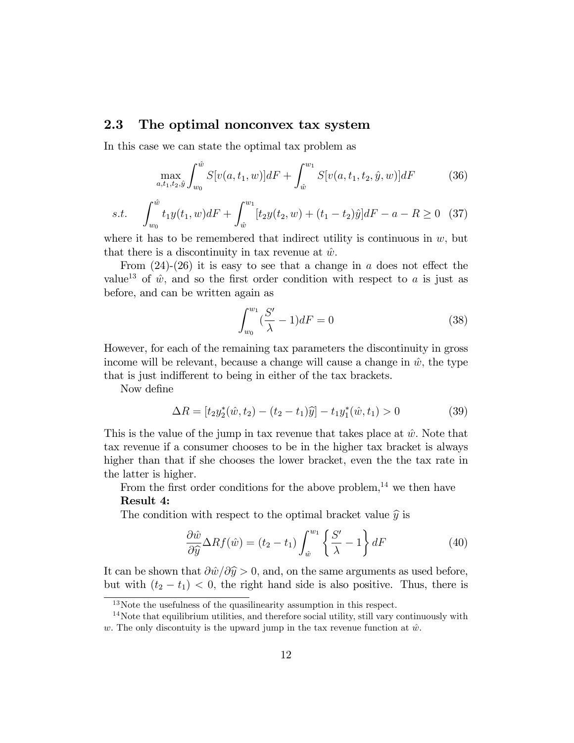## 2.3 The optimal nonconvex tax system

In this case we can state the optimal tax problem as

$$\max_{a,t_1,t_2,\hat{y}} \int_{w_0}^{\hat{w}} S[v(a,t_1,w)]dF + \int_{\hat{w}}^{w_1} S[v(a,t_1,t_2,\hat{y},w)]dF \tag{36}$$

$$s.t. \quad \int_{w_0}^{\hat{w}} t_1 y(t_1,w)dF + \int_{\hat{w}}^{w_1} [t_2 y(t_2,w) + (t_1 - t_2)\hat{y}]dF - a - R \geq 0 \tag{37}$$

where it has to be remembered that indirect utility is continuous in $w$, but that there is a discontinuity in tax revenue at $\hat{w}$.

From (24)-(26) it is easy to see that a change in $a$ does not effect the value[13] of $\hat{w}$, and so the first order condition with respect to $a$ is just as before, and can be written again as

$$\int_{w_0}^{w_1} (\frac{S'}{\lambda} - 1)dF = 0 \tag{38}$$

However, for each of the remaining tax parameters the discontinuity in gross income will be relevant, because a change will cause a change in $\hat{w}$, the type that is just indifferent to being in either of the tax brackets.

Now define

$$\Delta R = [t_2 y_2^*(\hat{w}, t_2) - (t_2 - t_1)\widehat{y}] - t_1 y_1^*(\hat{w}, t_1) > 0 \tag{39}$$

This is the value of the jump in tax revenue that takes place at $\hat{w}$. Note that tax revenue if a consumer chooses to be in the higher tax bracket is always higher than that if she chooses the lower bracket, even the the tax rate in the latter is higher.

From the first order conditions for the above problem,[14] we then have

**Result 4:**

The condition with respect to the optimal bracket value $\widehat{y}$ is

$$\frac{\partial \hat{w}}{\partial \widehat{y}} \Delta R f(\hat{w}) = (t_2 - t_1) \int_{\hat{w}}^{w_1} \left\{ \frac{S'}{\lambda} - 1 \right\} dF \tag{40}$$

It can be shown that $\partial \hat{w} / \partial \widehat{y} > 0$, and, on the same arguments as used before, but with $(t_2 - t_1) < 0$, the right hand side is also positive. Thus, there is

[13] Note the usefulness of the quasilinearity assumption in this respect.

[14] Note that equilibrium utilities, and therefore social utility, still vary continuously with $w$. The only discontuity is the upward jump in the tax revenue function at $\hat{w}$.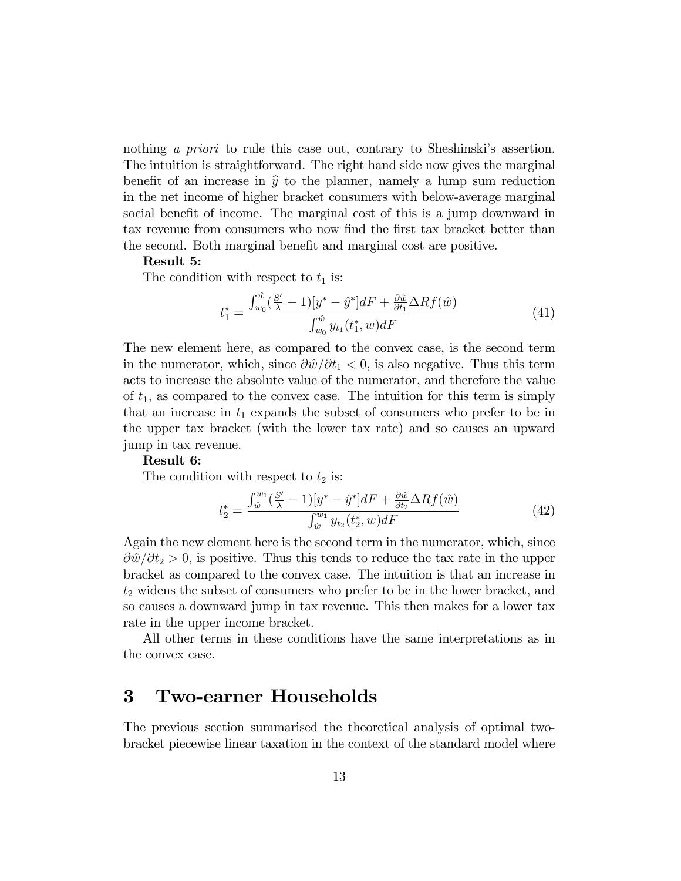nothing *a priori* to rule this case out, contrary to Sheshinski's assertion. The intuition is straightforward. The right hand side now gives the marginal benefit of an increase in $\widehat{y}$ to the planner, namely a lump sum reduction in the net income of higher bracket consumers with below-average marginal social benefit of income. The marginal cost of this is a jump downward in tax revenue from consumers who now find the first tax bracket better than the second. Both marginal benefit and marginal cost are positive.

**Result 5:**

The condition with respect to $t_1$ is:

$$t_1^* = \frac{\int_{w_0}^{\hat{w}} (\frac{S'}{\lambda} - 1)[y^* - \hat{y}^*]dF + \frac{\partial \hat{w}}{\partial t_1} \Delta R f(\hat{w})}{\int_{w_0}^{\hat{w}} y_{t_1}(t_1^*, w)dF} \tag{41}$$

The new element here, as compared to the convex case, is the second term in the numerator, which, since $\partial \hat{w}/\partial t_1 < 0$, is also negative. Thus this term acts to increase the absolute value of the numerator, and therefore the value of $t_1$, as compared to the convex case. The intuition for this term is simply that an increase in $t_1$ expands the subset of consumers who prefer to be in the upper tax bracket (with the lower tax rate) and so causes an upward jump in tax revenue.

**Result 6:**

The condition with respect to $t_2$ is:

$$t_2^* = \frac{\int_{\hat{w}}^{w_1} (\frac{S'}{\lambda} - 1)[y^* - \hat{y}^*]dF + \frac{\partial \hat{w}}{\partial t_2} \Delta R f(\hat{w})}{\int_{\hat{w}}^{w_1} y_{t_2}(t_2^*, w)dF} \tag{42}$$

Again the new element here is the second term in the numerator, which, since $\partial \hat{w}/\partial t_2 > 0$, is positive. Thus this tends to reduce the tax rate in the upper bracket as compared to the convex case. The intuition is that an increase in $t_2$ widens the subset of consumers who prefer to be in the lower bracket, and so causes a downward jump in tax revenue. This then makes for a lower tax rate in the upper income bracket.

All other terms in these conditions have the same interpretations as in the convex case.

# 3 Two-earner Households

The previous section summarised the theoretical analysis of optimal two-bracket piecewise linear taxation in the context of the standard model where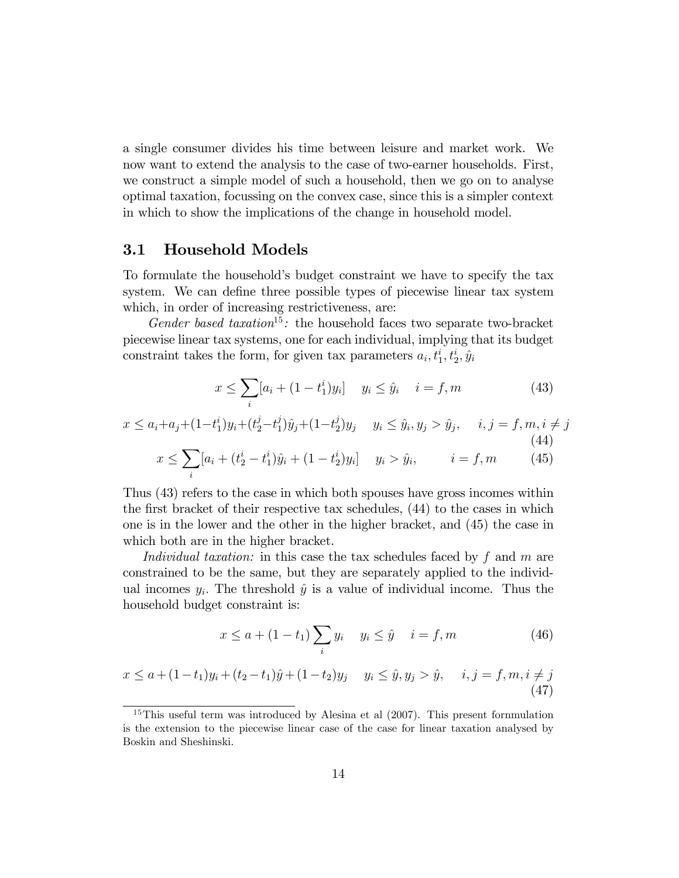a single consumer divides his time between leisure and market work. We now want to extend the analysis to the case of two-earner households. First, we construct a simple model of such a household, then we go on to analyse optimal taxation, focussing on the convex case, since this is a simpler context in which to show the implications of the change in household model.

### 3.1 Household Models

To formulate the household's budget constraint we have to specify the tax system. We can define three possible types of piecewise linear tax system which, in order of increasing restrictiveness, are:

*Gender based taxation*[15]*:* the household faces two separate two-bracket piecewise linear tax systems, one for each individual, implying that its budget constraint takes the form, for given tax parameters $a_i, t_1^i, t_2^i, \hat{y}_i$

$$x \leq \sum_i [a_i + (1 - t_1^i) y_i] \quad y_i \leq \hat{y}_i \quad i = f, m \tag{43}$$

$$x \leq a_i + a_j + (1 - t_1^i) y_i + (t_2^j - t_1^j) \hat{y}_j + (1 - t_2^j) y_j \quad y_i \leq \hat{y}_i, y_j > \hat{y}_j, \quad i, j = f, m, i \neq j \tag{44}$$

$$x \leq \sum_i [a_i + (t_2^i - t_1^i) \hat{y}_i + (1 - t_2^i) y_i] \quad y_i > \hat{y}_i, \qquad i = f, m \tag{45}$$

Thus (43) refers to the case in which both spouses have gross incomes within the first bracket of their respective tax schedules, (44) to the cases in which one is in the lower and the other in the higher bracket, and (45) the case in which both are in the higher bracket.

*Individual taxation:* in this case the tax schedules faced by $f$ and $m$ are constrained to be the same, but they are separately applied to the individual incomes $y_i$. The threshold $\hat{y}$ is a value of individual income. Thus the household budget constraint is:

$$x \leq a + (1 - t_1) \sum_i y_i \quad y_i \leq \hat{y} \quad i = f, m \tag{46}$$

$$x \leq a + (1 - t_1) y_i + (t_2 - t_1) \hat{y} + (1 - t_2) y_j \quad y_i \leq \hat{y}, y_j > \hat{y}, \quad i, j = f, m, i \neq j \tag{47}$$

[15] This useful term was introduced by Alesina et al (2007). This present fornmulation is the extension to the piecewise linear case of the case for linear taxation analysed by Boskin and Sheshinski.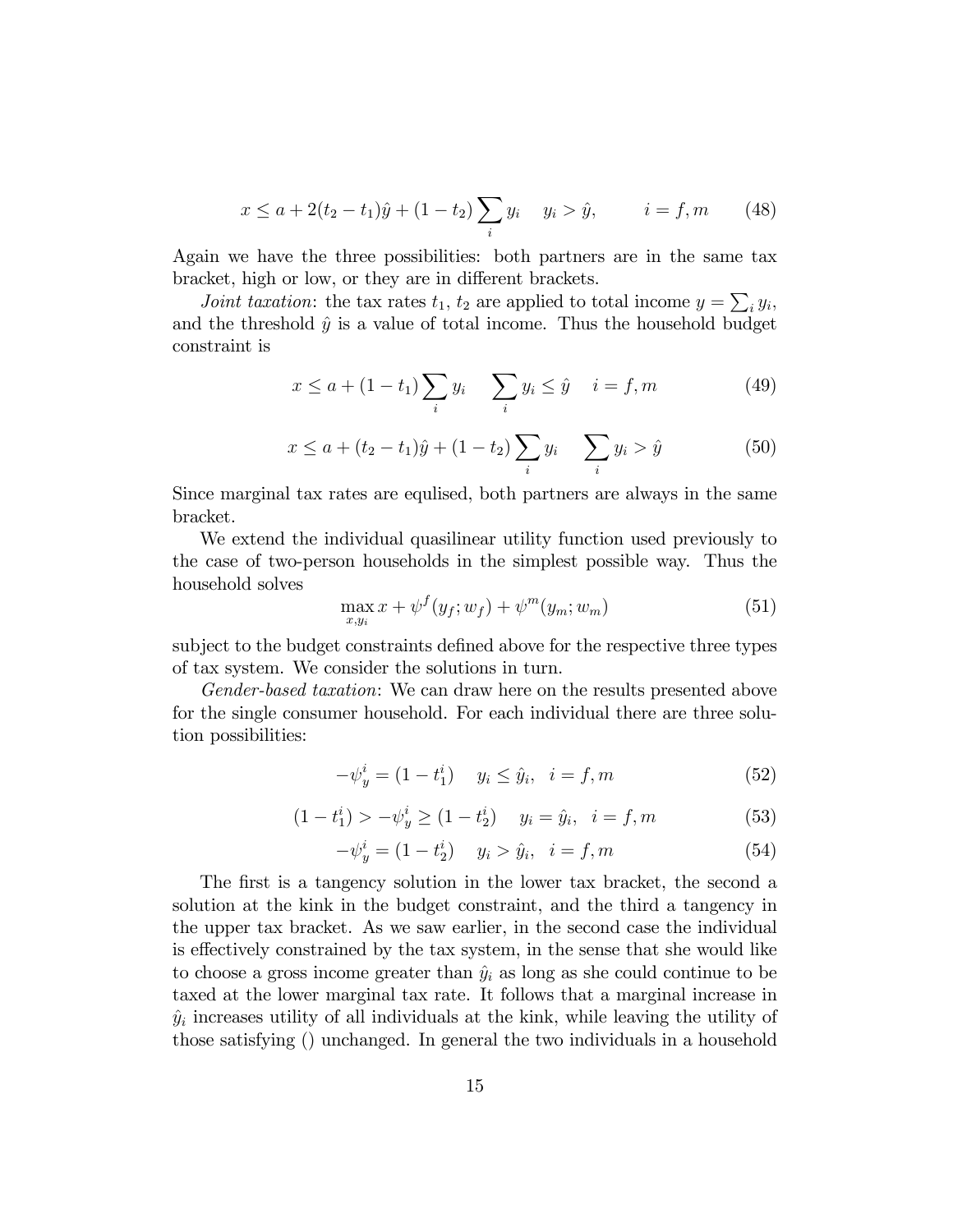$$x \leq a + 2(t_2 - t_1)\hat{y} + (1 - t_2)\sum_i y_i \quad y_i > \hat{y}, \qquad i = f, m \tag{48}$$

Again we have the three possibilities: both partners are in the same tax bracket, high or low, or they are in different brackets.

*Joint taxation*: the tax rates $t_1$, $t_2$ are applied to total income $y = \sum_i y_i$, and the threshold $\hat{y}$ is a value of total income. Thus the household budget constraint is

$$x \leq a + (1 - t_1)\sum_i y_i \quad \sum_i y_i \leq \hat{y} \quad i = f, m \tag{49}$$

$$x \leq a + (t_2 - t_1)\hat{y} + (1 - t_2)\sum_i y_i \quad \sum_i y_i > \hat{y} \tag{50}$$

Since marginal tax rates are equlised, both partners are always in the same bracket.

We extend the individual quasilinear utility function used previously to the case of two-person households in the simplest possible way. Thus the household solves

$$\max_{x, y_i} x + \psi^f(y_f; w_f) + \psi^m(y_m; w_m) \tag{51}$$

subject to the budget constraints defined above for the respective three types of tax system. We consider the solutions in turn.

*Gender-based taxation*: We can draw here on the results presented above for the single consumer household. For each individual there are three solution possibilities:

$$-\psi_y^i = (1 - t_1^i) \quad y_i \leq \hat{y}_i, \;\; i = f, m \tag{52}$$

$$(1 - t_1^i) > -\psi_y^i \geq (1 - t_2^i) \quad y_i = \hat{y}_i, \;\; i = f, m \tag{53}$$

$$-\psi_y^i = (1 - t_2^i) \quad y_i > \hat{y}_i, \;\; i = f, m \tag{54}$$

The first is a tangency solution in the lower tax bracket, the second a solution at the kink in the budget constraint, and the third a tangency in the upper tax bracket. As we saw earlier, in the second case the individual is effectively constrained by the tax system, in the sense that she would like to choose a gross income greater than $\hat{y}_i$ as long as she could continue to be taxed at the lower marginal tax rate. It follows that a marginal increase in $\hat{y}_i$ increases utility of all individuals at the kink, while leaving the utility of those satisfying () unchanged. In general the two individuals in a household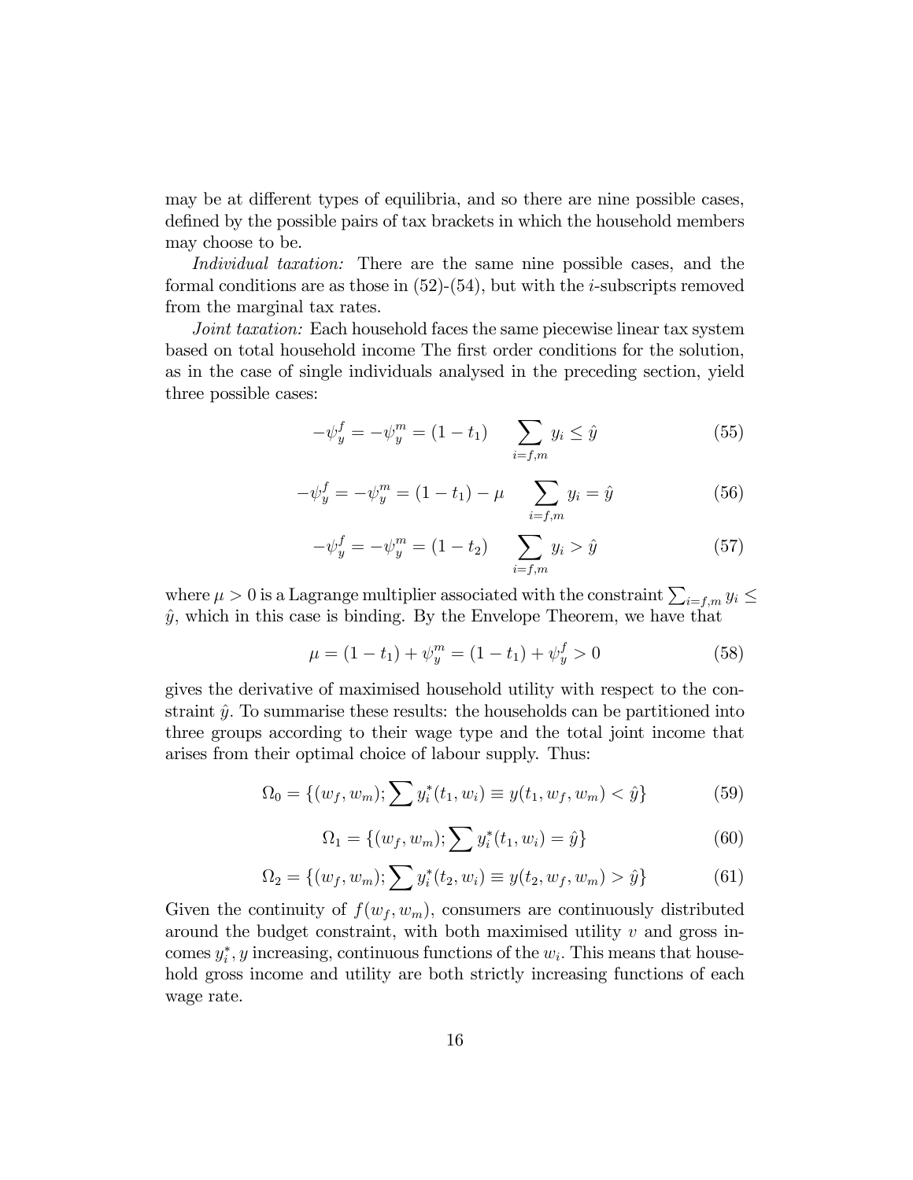may be at different types of equilibria, and so there are nine possible cases, defined by the possible pairs of tax brackets in which the household members may choose to be.

*Individual taxation:* There are the same nine possible cases, and the formal conditions are as those in (52)-(54), but with the $i$-subscripts removed from the marginal tax rates.

*Joint taxation:* Each household faces the same piecewise linear tax system based on total household income The first order conditions for the solution, as in the case of single individuals analysed in the preceding section, yield three possible cases:

$$-\psi_y^f = -\psi_y^m = (1 - t_1) \qquad \sum_{i=f,m} y_i \leq \hat{y} \tag{55}$$

$$-\psi_y^f = -\psi_y^m = (1 - t_1) - \mu \qquad \sum_{i=f,m} y_i = \hat{y} \tag{56}$$

$$-\psi_y^f = -\psi_y^m = (1 - t_2) \qquad \sum_{i=f,m} y_i > \hat{y} \tag{57}$$

where $\mu > 0$ is a Lagrange multiplier associated with the constraint $\sum_{i=f,m} y_i \leq \hat{y}$, which in this case is binding. By the Envelope Theorem, we have that

$$\mu = (1 - t_1) + \psi_y^m = (1 - t_1) + \psi_y^f > 0 \tag{58}$$

gives the derivative of maximised household utility with respect to the constraint $\hat{y}$. To summarise these results: the households can be partitioned into three groups according to their wage type and the total joint income that arises from their optimal choice of labour supply. Thus:

$$\Omega_0 = \{(w_f, w_m); \sum y_i^*(t_1, w_i) \equiv y(t_1, w_f, w_m) < \hat{y}\} \tag{59}$$

$$\Omega_1 = \{(w_f, w_m); \sum y_i^*(t_1, w_i) = \hat{y}\} \tag{60}$$

$$\Omega_2 = \{(w_f, w_m); \sum y_i^*(t_2, w_i) \equiv y(t_2, w_f, w_m) > \hat{y}\} \tag{61}$$

Given the continuity of $f(w_f, w_m)$, consumers are continuously distributed around the budget constraint, with both maximised utility $v$ and gross incomes $y_i^*, y$ increasing, continuous functions of the $w_i$. This means that household gross income and utility are both strictly increasing functions of each wage rate.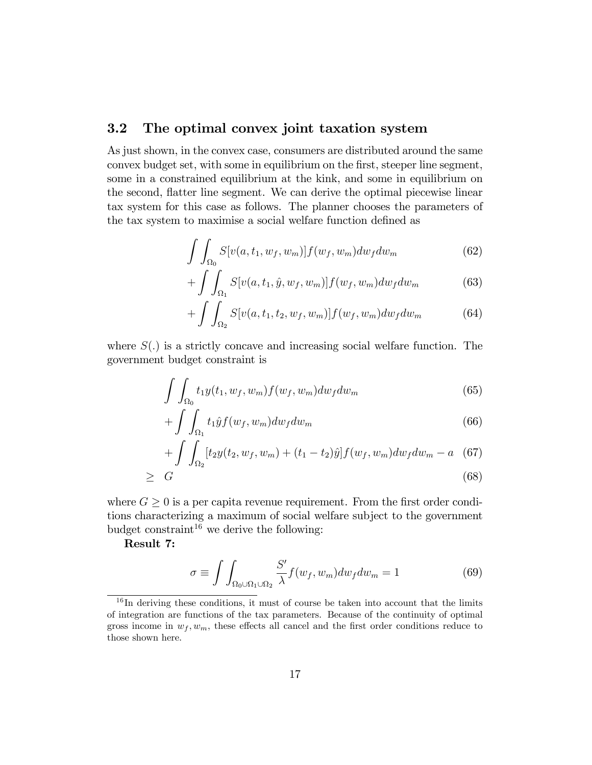### 3.2 The optimal convex joint taxation system

As just shown, in the convex case, consumers are distributed around the same convex budget set, with some in equilibrium on the first, steeper line segment, some in a constrained equilibrium at the kink, and some in equilibrium on the second, flatter line segment. We can derive the optimal piecewise linear tax system for this case as follows. The planner chooses the parameters of the tax system to maximise a social welfare function defined as

$$\int \int_{\Omega_0} S[v(a, t_1, w_f, w_m)] f(w_f, w_m) dw_f dw_m \tag{62}$$

$$+ \int \int_{\Omega_1} S[v(a, t_1, \hat{y}, w_f, w_m)] f(w_f, w_m) dw_f dw_m \tag{63}$$

$$+ \int \int_{\Omega_2} S[v(a, t_1, t_2, w_f, w_m)] f(w_f, w_m) dw_f dw_m \tag{64}$$

where $S(.)$ is a strictly concave and increasing social welfare function. The government budget constraint is

$$\int \int_{\Omega_0} t_1 y(t_1, w_f, w_m) f(w_f, w_m) dw_f dw_m \tag{65}$$

$$+ \int \int_{\Omega_1} t_1 \hat{y} f(w_f, w_m) dw_f dw_m \tag{66}$$

$$+ \int \int_{\Omega_2} [t_2 y(t_2, w_f, w_m) + (t_1 - t_2)\hat{y}] f(w_f, w_m) dw_f dw_m - a \tag{67}$$

$$\geq \; G \tag{68}$$

where $G \geq 0$ is a per capita revenue requirement. From the first order conditions characterizing a maximum of social welfare subject to the government budget constraint[16] we derive the following:

**Result 7:**

$$\sigma \equiv \int \int_{\Omega_0 \cup \Omega_1 \cup \Omega_2} \frac{S'}{\lambda} f(w_f, w_m) dw_f dw_m = 1 \tag{69}$$

[16] In deriving these conditions, it must of course be taken into account that the limits of integration are functions of the tax parameters. Because of the continuity of optimal gross income in $w_f, w_m$, these effects all cancel and the first order conditions reduce to those shown here.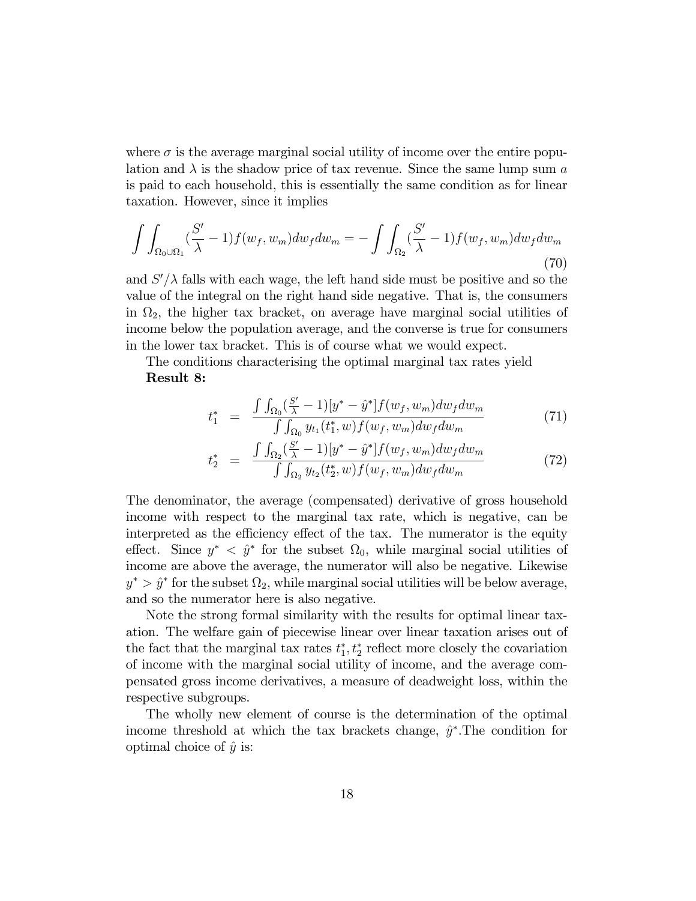where $\sigma$ is the average marginal social utility of income over the entire population and $\lambda$ is the shadow price of tax revenue. Since the same lump sum $a$ is paid to each household, this is essentially the same condition as for linear taxation. However, since it implies

$$\int\int_{\Omega_0 \cup \Omega_1} (\frac{S'}{\lambda} - 1) f(w_f, w_m) dw_f dw_m = - \int\int_{\Omega_2} (\frac{S'}{\lambda} - 1) f(w_f, w_m) dw_f dw_m \tag{70}$$

and $S'/\lambda$ falls with each wage, the left hand side must be positive and so the value of the integral on the right hand side negative. That is, the consumers in $\Omega_2$, the higher tax bracket, on average have marginal social utilities of income below the population average, and the converse is true for consumers in the lower tax bracket. This is of course what we would expect.

The conditions characterising the optimal marginal tax rates yield
**Result 8:**

$$t_1^* = \frac{\int\int_{\Omega_0} (\frac{S'}{\lambda} - 1)[y^* - \hat{y}^*] f(w_f, w_m) dw_f dw_m}{\int\int_{\Omega_0} y_{t_1}(t_1^*, w) f(w_f, w_m) dw_f dw_m} \tag{71}$$

$$t_2^* = \frac{\int\int_{\Omega_2} (\frac{S'}{\lambda} - 1)[y^* - \hat{y}^*] f(w_f, w_m) dw_f dw_m}{\int\int_{\Omega_2} y_{t_2}(t_2^*, w) f(w_f, w_m) dw_f dw_m} \tag{72}$$

The denominator, the average (compensated) derivative of gross household income with respect to the marginal tax rate, which is negative, can be interpreted as the efficiency effect of the tax. The numerator is the equity effect. Since $y^* < \hat{y}^*$ for the subset $\Omega_0$, while marginal social utilities of income are above the average, the numerator will also be negative. Likewise $y^* > \hat{y}^*$ for the subset $\Omega_2$, while marginal social utilities will be below average, and so the numerator here is also negative.

Note the strong formal similarity with the results for optimal linear taxation. The welfare gain of piecewise linear over linear taxation arises out of the fact that the marginal tax rates $t_1^*, t_2^*$ reflect more closely the covariation of income with the marginal social utility of income, and the average compensated gross income derivatives, a measure of deadweight loss, within the respective subgroups.

The wholly new element of course is the determination of the optimal income threshold at which the tax brackets change, $\hat{y}^*$.The condition for optimal choice of $\hat{y}$ is: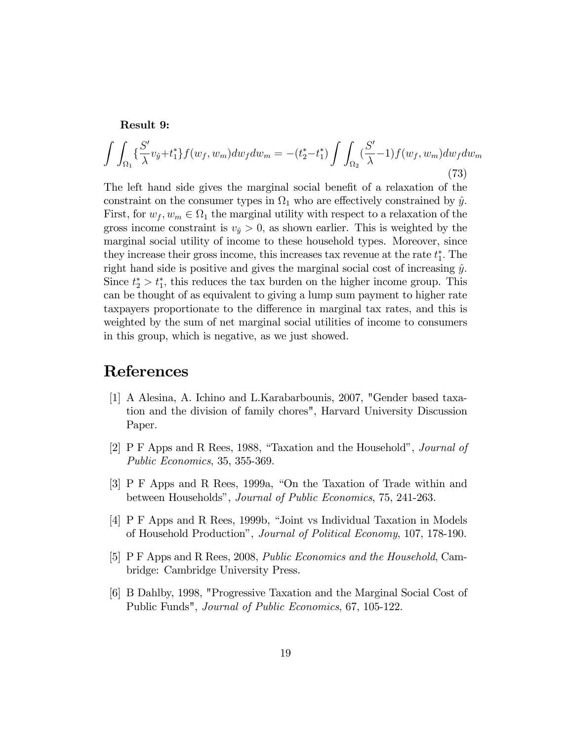**Result 9:**

$$\int\int_{\Omega_1}\{\frac{S'}{\lambda}v_{\hat{y}}+t_1^*\}f(w_f,w_m)dw_fdw_m = -(t_2^*-t_1^*)\int\int_{\Omega_2}(\frac{S'}{\lambda}-1)f(w_f,w_m)dw_fdw_m \tag{73}$$

The left hand side gives the marginal social benefit of a relaxation of the constraint on the consumer types in $\Omega_1$ who are effectively constrained by $\hat{y}$. First, for $w_f, w_m \in \Omega_1$ the marginal utility with respect to a relaxation of the gross income constraint is $v_{\hat{y}} > 0$, as shown earlier. This is weighted by the marginal social utility of income to these household types. Moreover, since they increase their gross income, this increases tax revenue at the rate $t_1^*$. The right hand side is positive and gives the marginal social cost of increasing $\hat{y}$. Since $t_2^* > t_1^*$, this reduces the tax burden on the higher income group. This can be thought of as equivalent to giving a lump sum payment to higher rate taxpayers proportionate to the difference in marginal tax rates, and this is weighted by the sum of net marginal social utilities of income to consumers in this group, which is negative, as we just showed.

# References

[1] A Alesina, A. Ichino and L.Karabarbounis, 2007, "Gender based taxation and the division of family chores", Harvard University Discussion Paper.

[2] P F Apps and R Rees, 1988, "Taxation and the Household", *Journal of Public Economics*, 35, 355-369.

[3] P F Apps and R Rees, 1999a, "On the Taxation of Trade within and between Households", *Journal of Public Economics*, 75, 241-263.

[4] P F Apps and R Rees, 1999b, "Joint vs Individual Taxation in Models of Household Production", *Journal of Political Economy*, 107, 178-190.

[5] P F Apps and R Rees, 2008, *Public Economics and the Household*, Cambridge: Cambridge University Press.

[6] B Dahlby, 1998, "Progressive Taxation and the Marginal Social Cost of Public Funds", *Journal of Public Economics*, 67, 105-122.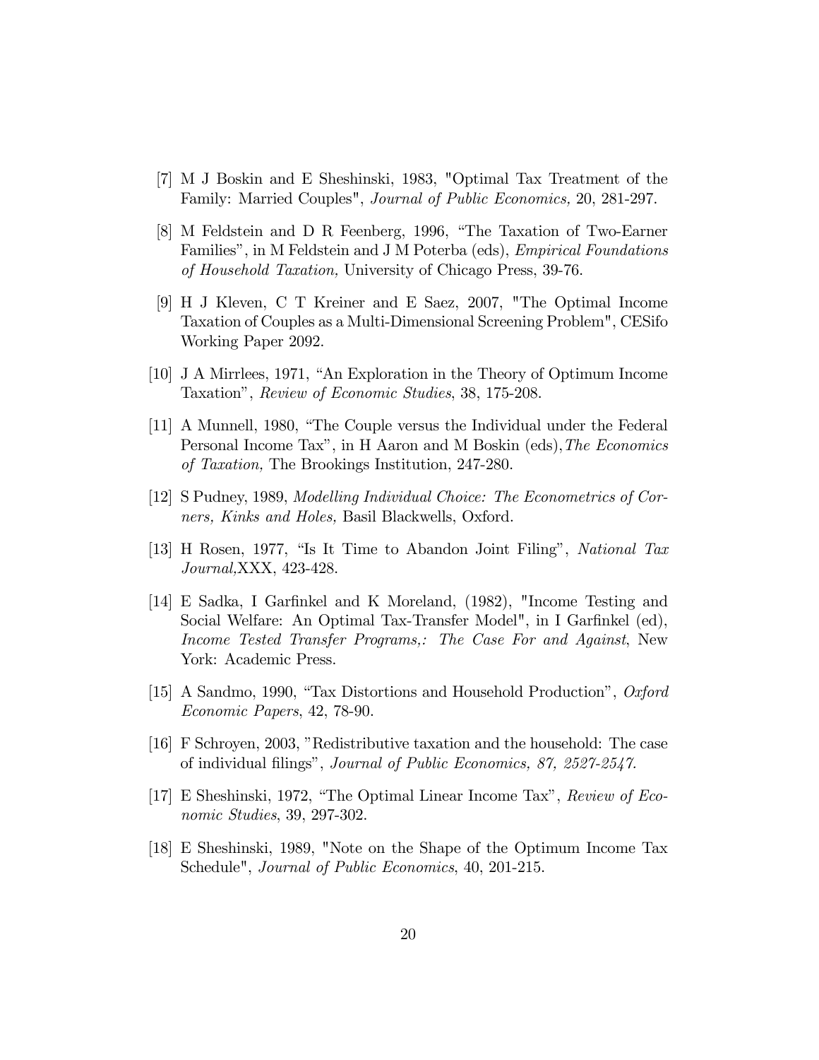[7] M J Boskin and E Sheshinski, 1983, "Optimal Tax Treatment of the Family: Married Couples", *Journal of Public Economics,* 20, 281-297.

[8] M Feldstein and D R Feenberg, 1996, "The Taxation of Two-Earner Families", in M Feldstein and J M Poterba (eds), *Empirical Foundations of Household Taxation,* University of Chicago Press, 39-76.

[9] H J Kleven, C T Kreiner and E Saez, 2007, "The Optimal Income Taxation of Couples as a Multi-Dimensional Screening Problem", CESifo Working Paper 2092.

[10] J A Mirrlees, 1971, "An Exploration in the Theory of Optimum Income Taxation", *Review of Economic Studies*, 38, 175-208.

[11] A Munnell, 1980, "The Couple versus the Individual under the Federal Personal Income Tax", in H Aaron and M Boskin (eds),*The Economics of Taxation,* The Brookings Institution, 247-280.

[12] S Pudney, 1989, *Modelling Individual Choice: The Econometrics of Corners, Kinks and Holes,* Basil Blackwells, Oxford.

[13] H Rosen, 1977, "Is It Time to Abandon Joint Filing", *National Tax Journal,*XXX, 423-428.

[14] E Sadka, I Garfinkel and K Moreland, (1982), "Income Testing and Social Welfare: An Optimal Tax-Transfer Model", in I Garfinkel (ed), *Income Tested Transfer Programs,: The Case For and Against*, New York: Academic Press.

[15] A Sandmo, 1990, "Tax Distortions and Household Production", *Oxford Economic Papers*, 42, 78-90.

[16] F Schroyen, 2003, "Redistributive taxation and the household: The case of individual filings", *Journal of Public Economics, 87, 2527-2547.*

[17] E Sheshinski, 1972, "The Optimal Linear Income Tax", *Review of Economic Studies*, 39, 297-302.

[18] E Sheshinski, 1989, "Note on the Shape of the Optimum Income Tax Schedule", *Journal of Public Economics*, 40, 201-215.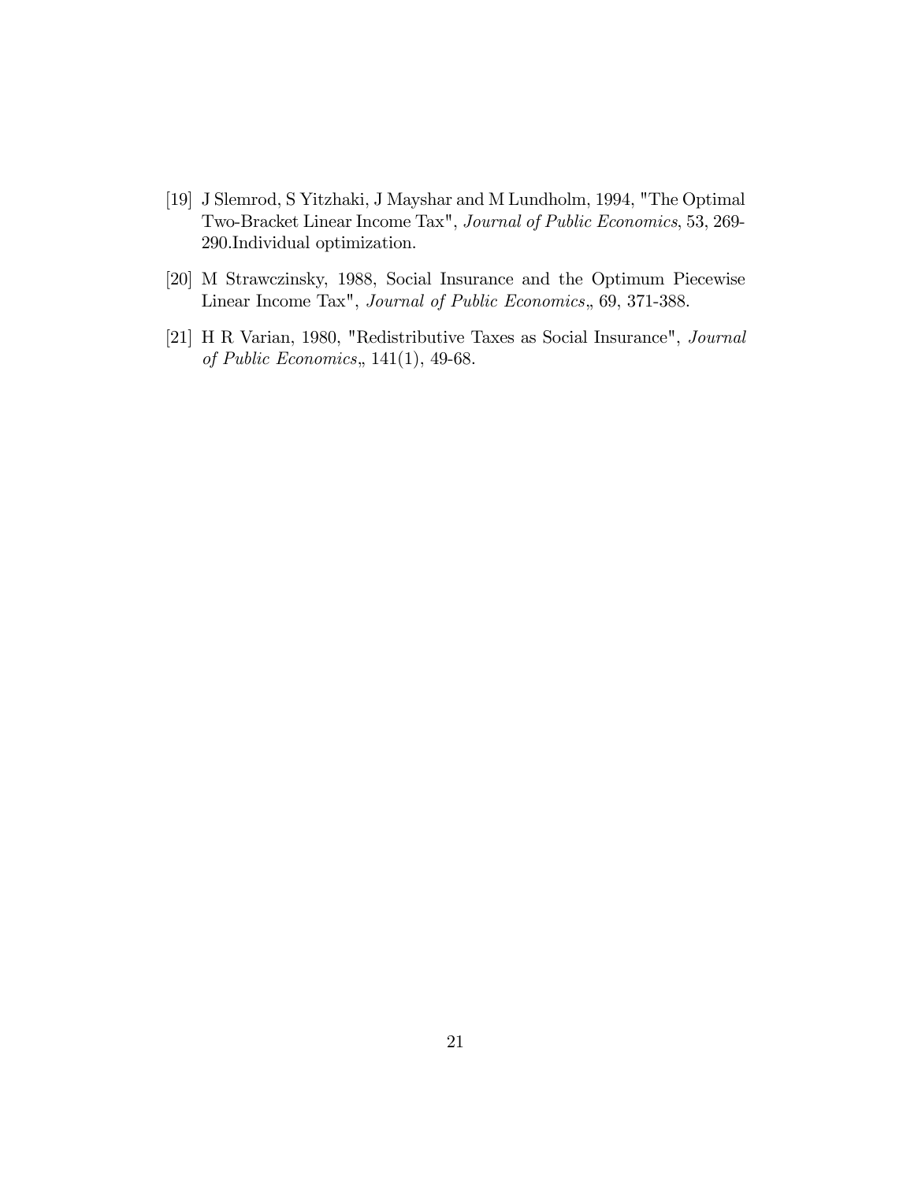[19] J Slemrod, S Yitzhaki, J Mayshar and M Lundholm, 1994, "The Optimal Two-Bracket Linear Income Tax", *Journal of Public Economics*, 53, 269-290.Individual optimization.

[20] M Strawczinsky, 1988, Social Insurance and the Optimum Piecewise Linear Income Tax", *Journal of Public Economics*,, 69, 371-388.

[21] H R Varian, 1980, "Redistributive Taxes as Social Insurance", *Journal of Public Economics*,, 141(1), 49-68.